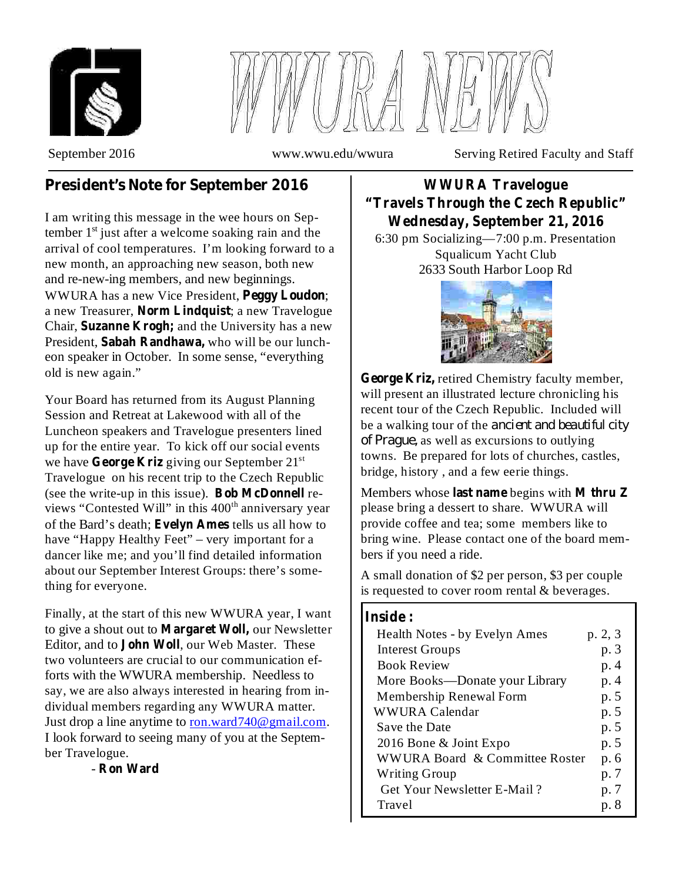# WWURA NEWS

September 2016 | www.wwu.edu/wwura | Serving Retired Faculty and Staff

## President's Note for September 2016

I am writing this message in the wee hours on September 1st just after a welcome soaking rain and the arrival of cool temperatures. I'm looking forward to a new month, an approaching new season, both new and re-new-ing members, and new beginnings. WWURA has a new Vice President, **Peggy Loudon**; a new Treasurer, **Norm Lindquist**; a new Travelogue Chair, **Suzanne Krogh;** and the University has a new President, **Sabah Randhawa,** who will be our luncheon speaker in October. In some sense, "everything old is new again."

Your Board has returned from its August Planning Session and Retreat at Lakewood with all of the Luncheon speakers and Travelogue presenters lined up for the entire year. To kick off our social events we have **George Kriz** giving our September 21st Travelogue on his recent trip to the Czech Republic (see the write-up in this issue). **Bob McDonnell** reviews "Contested Will" in this 400th anniversary year of the Bard's death; **Evelyn Ames** tells us all how to have "Happy Healthy Feet" – very important for a dancer like me; and you'll find detailed information about our September Interest Groups: there's something for everyone.

Finally, at the start of this new WWURA year, I want to give a shout out to **Margaret Woll,** our Newsletter Editor, and to **John Woll**, our Web Master. These two volunteers are crucial to our communication efforts with the WWURA membership. Needless to say, we are also always interested in hearing from individual members regarding any WWURA matter. Just drop a line anytime to ron.ward740@gmail.com. I look forward to seeing many of you at the September Travelogue.

- **Ron Ward**

## WWURA Travelogue "Travels Through the Czech Republic" Wednesday, September 21, 2016

6:30 pm Socializing—7:00 p.m. Presentation
Squalicum Yacht Club
2633 South Harbor Loop Rd

**George Kriz,** retired Chemistry faculty member, will present an illustrated lecture chronicling his recent tour of the Czech Republic. Included will be a walking tour of the *ancient and beautiful city of Prague*, as well as excursions to outlying towns. Be prepared for lots of churches, castles, bridge, history , and a few eerie things.

Members whose **last name** begins with **M thru Z** please bring a dessert to share. WWURA will provide coffee and tea; some members like to bring wine. Please contact one of the board members if you need a ride.

A small donation of $2 per person, $3 per couple is requested to cover room rental & beverages.

### Inside:

| | |
|---|---|
| Health Notes - by Evelyn Ames | p. 2, 3 |
| Interest Groups | p. 3 |
| Book Review | p. 4 |
| More Books—Donate your Library | p. 4 |
| Membership Renewal Form | p. 5 |
| WWURA Calendar | p. 5 |
| Save the Date | p. 5 |
| 2016 Bone & Joint Expo | p. 5 |
| WWURA Board & Committee Roster | p. 6 |
| Writing Group | p. 7 |
| Get Your Newsletter E-Mail ? | p. 7 |
| Travel | p. 8 |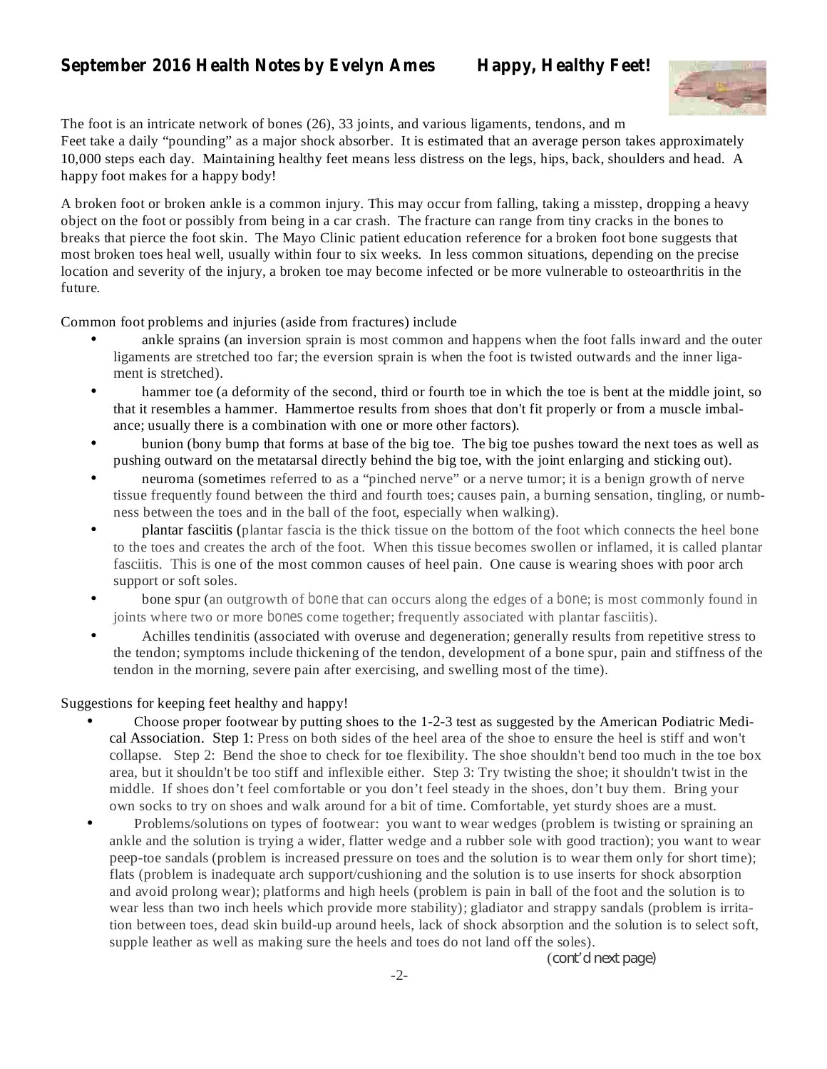## September 2016 Health Notes by Evelyn Ames Happy, Healthy Feet!

The foot is an intricate network of bones (26), 33 joints, and various ligaments, tendons, and m
Feet take a daily "pounding" as a major shock absorber. It is estimated that an average person takes approximately 10,000 steps each day. Maintaining healthy feet means less distress on the legs, hips, back, shoulders and head. A happy foot makes for a happy body!

A broken foot or broken ankle is a common injury. This may occur from falling, taking a misstep, dropping a heavy object on the foot or possibly from being in a car crash. The fracture can range from tiny cracks in the bones to breaks that pierce the foot skin. The Mayo Clinic patient education reference for a broken foot bone suggests that most broken toes heal well, usually within four to six weeks. In less common situations, depending on the precise location and severity of the injury, a broken toe may become infected or be more vulnerable to osteoarthritis in the future.

Common foot problems and injuries (aside from fractures) include

- ankle sprains (an inversion sprain is most common and happens when the foot falls inward and the outer ligaments are stretched too far; the eversion sprain is when the foot is twisted outwards and the inner ligament is stretched).
- hammer toe (a deformity of the second, third or fourth toe in which the toe is bent at the middle joint, so that it resembles a hammer. Hammertoe results from shoes that don't fit properly or from a muscle imbalance; usually there is a combination with one or more other factors).
- bunion (bony bump that forms at base of the big toe. The big toe pushes toward the next toes as well as pushing outward on the metatarsal directly behind the big toe, with the joint enlarging and sticking out).
- neuroma (sometimes referred to as a "pinched nerve" or a nerve tumor; it is a benign growth of nerve tissue frequently found between the third and fourth toes; causes pain, a burning sensation, tingling, or numbness between the toes and in the ball of the foot, especially when walking).
- plantar fasciitis (plantar fascia is the thick tissue on the bottom of the foot which connects the heel bone to the toes and creates the arch of the foot. When this tissue becomes swollen or inflamed, it is called plantar fasciitis. This is one of the most common causes of heel pain. One cause is wearing shoes with poor arch support or soft soles.
- bone spur (an outgrowth of bone that can occurs along the edges of a bone; is most commonly found in joints where two or more bones come together; frequently associated with plantar fasciitis).
- Achilles tendinitis (associated with overuse and degeneration; generally results from repetitive stress to the tendon; symptoms include thickening of the tendon, development of a bone spur, pain and stiffness of the tendon in the morning, severe pain after exercising, and swelling most of the time).

Suggestions for keeping feet healthy and happy!

- Choose proper footwear by putting shoes to the 1-2-3 test as suggested by the American Podiatric Medical Association. Step 1: Press on both sides of the heel area of the shoe to ensure the heel is stiff and won't collapse. Step 2: Bend the shoe to check for toe flexibility. The shoe shouldn't bend too much in the toe box area, but it shouldn't be too stiff and inflexible either. Step 3: Try twisting the shoe; it shouldn't twist in the middle. If shoes don't feel comfortable or you don't feel steady in the shoes, don't buy them. Bring your own socks to try on shoes and walk around for a bit of time. Comfortable, yet sturdy shoes are a must.
- Problems/solutions on types of footwear: you want to wear wedges (problem is twisting or spraining an ankle and the solution is trying a wider, flatter wedge and a rubber sole with good traction); you want to wear peep-toe sandals (problem is increased pressure on toes and the solution is to wear them only for short time); flats (problem is inadequate arch support/cushioning and the solution is to use inserts for shock absorption and avoid prolong wear); platforms and high heels (problem is pain in ball of the foot and the solution is to wear less than two inch heels which provide more stability); gladiator and strappy sandals (problem is irritation between toes, dead skin build-up around heels, lack of shock absorption and the solution is to select soft, supple leather as well as making sure the heels and toes do not land off the soles).

*(cont'd next page)*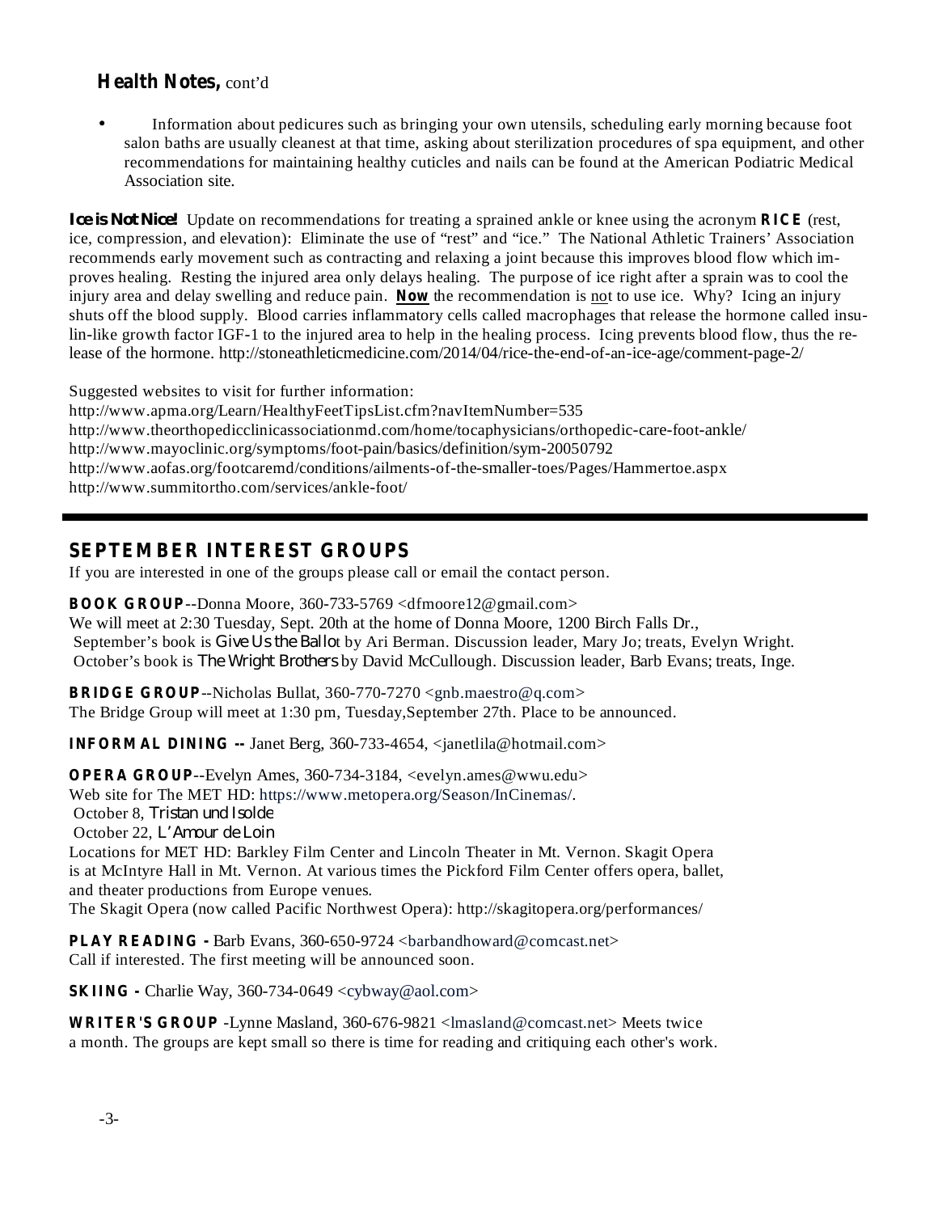## Health Notes, cont'd

- Information about pedicures such as bringing your own utensils, scheduling early morning because foot salon baths are usually cleanest at that time, asking about sterilization procedures of spa equipment, and other recommendations for maintaining healthy cuticles and nails can be found at the American Podiatric Medical Association site.

***Ice is Not Nice!*** Update on recommendations for treating a sprained ankle or knee using the acronym **RICE** (rest, ice, compression, and elevation): Eliminate the use of "rest" and "ice." The National Athletic Trainers' Association recommends early movement such as contracting and relaxing a joint because this improves blood flow which improves healing. Resting the injured area only delays healing. The purpose of ice right after a sprain was to cool the injury area and delay swelling and reduce pain. ***Now*** the recommendation is not to use ice. Why? Icing an injury shuts off the blood supply. Blood carries inflammatory cells called macrophages that release the hormone called insulin-like growth factor IGF-1 to the injured area to help in the healing process. Icing prevents blood flow, thus the release of the hormone. http://stoneathleticmedicine.com/2014/04/rice-the-end-of-an-ice-age/comment-page-2/

Suggested websites to visit for further information:
http://www.apma.org/Learn/HealthyFeetTipsList.cfm?navItemNumber=535
http://www.theorthopedicclinicassociationmd.com/home/tocaphysicians/orthopedic-care-foot-ankle/
http://www.mayoclinic.org/symptoms/foot-pain/basics/definition/sym-20050792
http://www.aofas.org/footcaremd/conditions/ailments-of-the-smaller-toes/Pages/Hammertoe.aspx
http://www.summitortho.com/services/ankle-foot/

---

## SEPTEMBER INTEREST GROUPS

If you are interested in one of the groups please call or email the contact person.

**BOOK GROUP**--Donna Moore, 360-733-5769 <dfmoore12@gmail.com>
We will meet at 2:30 Tuesday, Sept. 20th at the home of Donna Moore, 1200 Birch Falls Dr.,
September's book is *Give Us the Ballot* by Ari Berman. Discussion leader, Mary Jo; treats, Evelyn Wright.
October's book is *The Wright Brothers* by David McCullough. Discussion leader, Barb Evans; treats, Inge.

**BRIDGE GROUP**--Nicholas Bullat, 360-770-7270 <gnb.maestro@q.com>
The Bridge Group will meet at 1:30 pm, Tuesday,September 27th. Place to be announced.

**INFORMAL DINING --** Janet Berg, 360-733-4654, <janetlila@hotmail.com>

**OPERA GROUP**--Evelyn Ames, 360-734-3184, <evelyn.ames@wwu.edu>
Web site for The MET HD: https://www.metopera.org/Season/InCinemas/.
October 8, *Tristan und Isolde*
October 22, *L'Amour de Loin*
Locations for MET HD: Barkley Film Center and Lincoln Theater in Mt. Vernon. Skagit Opera is at McIntyre Hall in Mt. Vernon. At various times the Pickford Film Center offers opera, ballet, and theater productions from Europe venues.
The Skagit Opera (now called Pacific Northwest Opera): http://skagitopera.org/performances/

**PLAY READING -** Barb Evans, 360-650-9724 <barbandhoward@comcast.net>
Call if interested. The first meeting will be announced soon.

**SKIING -** Charlie Way, 360-734-0649 <cybway@aol.com>

**WRITER'S GROUP** -Lynne Masland, 360-676-9821 <lmasland@comcast.net> Meets twice a month. The groups are kept small so there is time for reading and critiquing each other's work.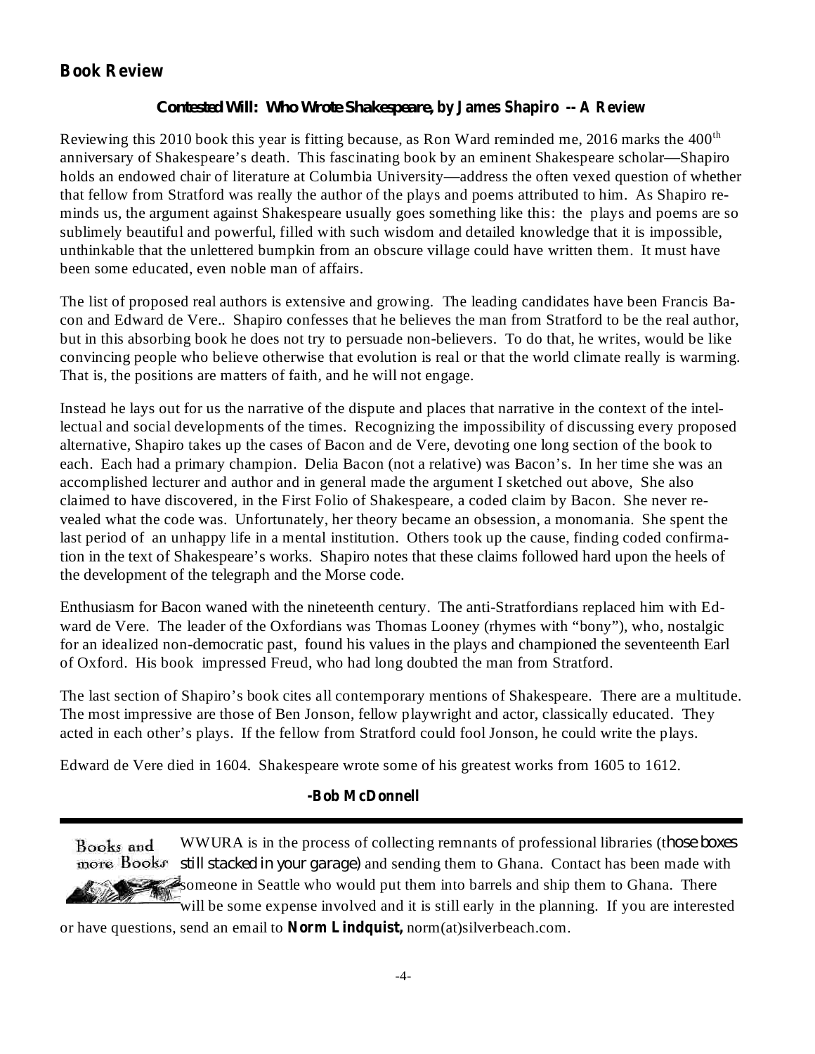## Book Review

### *Contested Will: Who Wrote Shakespeare,* by James Shapiro -- A Review

Reviewing this 2010 book this year is fitting because, as Ron Ward reminded me, 2016 marks the 400th anniversary of Shakespeare's death. This fascinating book by an eminent Shakespeare scholar—Shapiro holds an endowed chair of literature at Columbia University—address the often vexed question of whether that fellow from Stratford was really the author of the plays and poems attributed to him. As Shapiro reminds us, the argument against Shakespeare usually goes something like this: the plays and poems are so sublimely beautiful and powerful, filled with such wisdom and detailed knowledge that it is impossible, unthinkable that the unlettered bumpkin from an obscure village could have written them. It must have been some educated, even noble man of affairs.

The list of proposed real authors is extensive and growing. The leading candidates have been Francis Bacon and Edward de Vere.. Shapiro confesses that he believes the man from Stratford to be the real author, but in this absorbing book he does not try to persuade non-believers. To do that, he writes, would be like convincing people who believe otherwise that evolution is real or that the world climate really is warming. That is, the positions are matters of faith, and he will not engage.

Instead he lays out for us the narrative of the dispute and places that narrative in the context of the intellectual and social developments of the times. Recognizing the impossibility of discussing every proposed alternative, Shapiro takes up the cases of Bacon and de Vere, devoting one long section of the book to each. Each had a primary champion. Delia Bacon (not a relative) was Bacon's. In her time she was an accomplished lecturer and author and in general made the argument I sketched out above, She also claimed to have discovered, in the First Folio of Shakespeare, a coded claim by Bacon. She never revealed what the code was. Unfortunately, her theory became an obsession, a monomania. She spent the last period of an unhappy life in a mental institution. Others took up the cause, finding coded confirmation in the text of Shakespeare's works. Shapiro notes that these claims followed hard upon the heels of the development of the telegraph and the Morse code.

Enthusiasm for Bacon waned with the nineteenth century. The anti-Stratfordians replaced him with Edward de Vere. The leader of the Oxfordians was Thomas Looney (rhymes with "bony"), who, nostalgic for an idealized non-democratic past, found his values in the plays and championed the seventeenth Earl of Oxford. His book impressed Freud, who had long doubted the man from Stratford.

The last section of Shapiro's book cites all contemporary mentions of Shakespeare. There are a multitude. The most impressive are those of Ben Jonson, fellow playwright and actor, classically educated. They acted in each other's plays. If the fellow from Stratford could fool Jonson, he could write the plays.

Edward de Vere died in 1604. Shakespeare wrote some of his greatest works from 1605 to 1612.

**-Bob McDonnell**

---

**Books and more Books**

WWURA is in the process of collecting remnants of professional libraries (those boxes still stacked in your garage) and sending them to Ghana. Contact has been made with someone in Seattle who would put them into barrels and ship them to Ghana. There will be some expense involved and it is still early in the planning. If you are interested or have questions, send an email to **Norm Lindquist,** norm(at)silverbeach.com.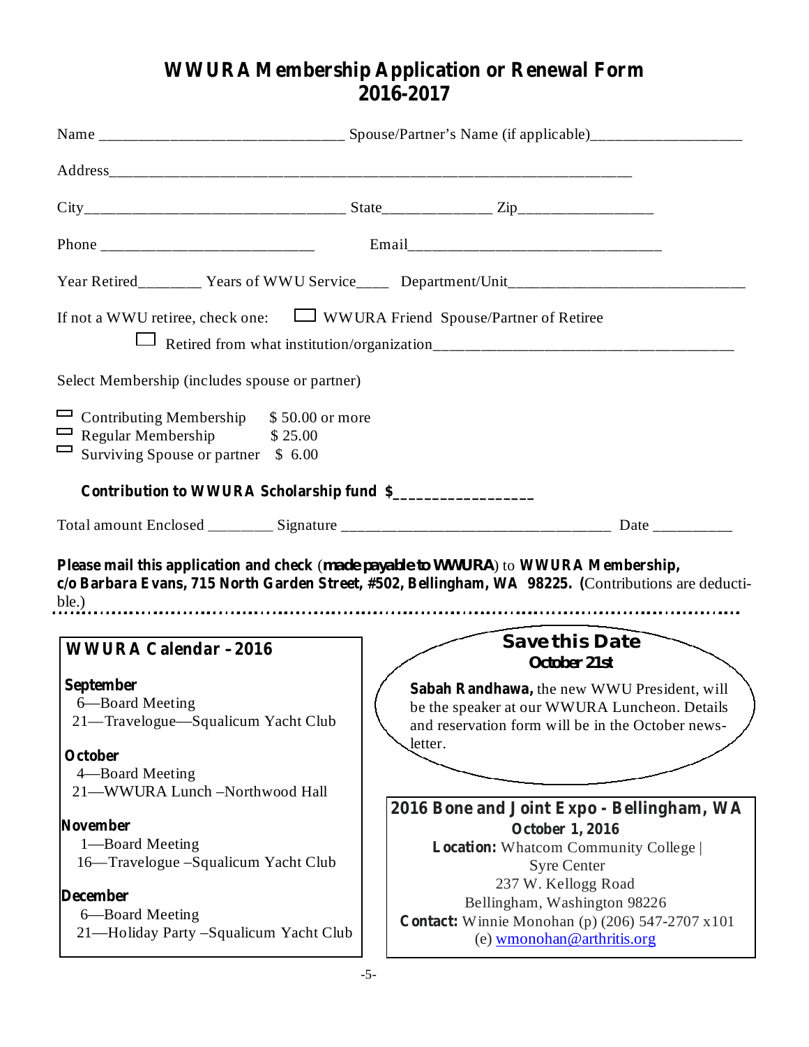# WWURA Membership Application or Renewal Form 2016-2017

Name ______________________________ Spouse/Partner's Name (if applicable)___________________

Address_________________________________________________________________

City________________________________ State_____________ Zip________________

Phone ___________________________ Email________________________________

Year Retired________ Years of WWU Service____ Department/Unit_____________________________

If not a WWU retiree, check one: ☐ WWURA Friend Spouse/Partner of Retiree

☐ Retired from what institution/organization_____________________________________

Select Membership (includes spouse or partner)

- ☐ Contributing Membership $ 50.00 or more
- ☐ Regular Membership $ 25.00
- ☐ Surviving Spouse or partner $ 6.00

**Contribution to WWURA Scholarship fund $_________________**

Total amount Enclosed ________ Signature __________________________________ Date __________

**Please mail this application and check** (**made payable to WWURA**) to **WWURA Membership, c/o Barbara Evans, 715 North Garden Street, #502, Bellingham, WA 98225.** (Contributions are deductible.)

## WWURA Calendar – 2016

**September**
6—Board Meeting
21—Travelogue—Squalicum Yacht Club

**October**
4—Board Meeting
21—WWURA Lunch –Northwood Hall

**November**
1—Board Meeting
16—Travelogue –Squalicum Yacht Club

**December**
6—Board Meeting
21—Holiday Party –Squalicum Yacht Club

## Save this Date

**October 21st**

**Sabah Randhawa,** the new WWU President, will be the speaker at our WWURA Luncheon. Details and reservation form will be in the October newsletter.

## 2016 Bone and Joint Expo - Bellingham, WA

**October 1, 2016**

**Location:** Whatcom Community College | Syre Center
237 W. Kellogg Road
Bellingham, Washington 98226

**Contact:** Winnie Monohan (p) (206) 547-2707 x101
(e) wmonohan@arthritis.org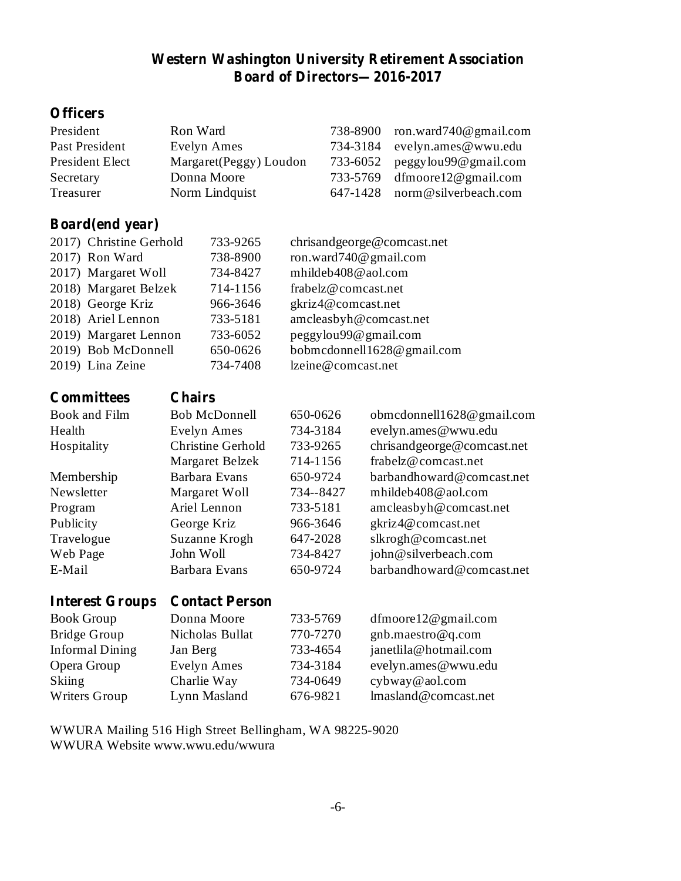## Western Washington University Retirement Association
## Board of Directors—2016-2017

### Officers

| | | | |
|---|---|---|---|
| President | Ron Ward | 738-8900 | ron.ward740@gmail.com |
| Past President | Evelyn Ames | 734-3184 | evelyn.ames@wwu.edu |
| President Elect | Margaret(Peggy) Loudon | 733-6052 | peggylou99@gmail.com |
| Secretary | Donna Moore | 733-5769 | dfmoore12@gmail.com |
| Treasurer | Norm Lindquist | 647-1428 | norm@silverbeach.com |

### Board(end year)

| | | |
|---|---|---|
| 2017) Christine Gerhold | 733-9265 | chrisandgeorge@comcast.net |
| 2017) Ron Ward | 738-8900 | ron.ward740@gmail.com |
| 2017) Margaret Woll | 734-8427 | mhildeb408@aol.com |
| 2018) Margaret Belzek | 714-1156 | frabelz@comcast.net |
| 2018) George Kriz | 966-3646 | gkriz4@comcast.net |
| 2018) Ariel Lennon | 733-5181 | amcleasbyh@comcast.net |
| 2019) Margaret Lennon | 733-6052 | peggylou99@gmail.com |
| 2019) Bob McDonnell | 650-0626 | bobmcdonnell1628@gmail.com |
| 2019) Lina Zeine | 734-7408 | lzeine@comcast.net |

| Committees | Chairs | | |
|---|---|---|---|
| Book and Film | Bob McDonnell | 650-0626 | obmcdonnell1628@gmail.com |
| Health | Evelyn Ames | 734-3184 | evelyn.ames@wwu.edu |
| Hospitality | Christine Gerhold | 733-9265 | chrisandgeorge@comcast.net |
| | Margaret Belzek | 714-1156 | frabelz@comcast.net |
| Membership | Barbara Evans | 650-9724 | barbandhoward@comcast.net |
| Newsletter | Margaret Woll | 734--8427 | mhildeb408@aol.com |
| Program | Ariel Lennon | 733-5181 | amcleasbyh@comcast.net |
| Publicity | George Kriz | 966-3646 | gkriz4@comcast.net |
| Travelogue | Suzanne Krogh | 647-2028 | slkrogh@comcast.net |
| Web Page | John Woll | 734-8427 | john@silverbeach.com |
| E-Mail | Barbara Evans | 650-9724 | barbandhoward@comcast.net |

| Interest Groups | Contact Person | | |
|---|---|---|---|
| Book Group | Donna Moore | 733-5769 | dfmoore12@gmail.com |
| Bridge Group | Nicholas Bullat | 770-7270 | gnb.maestro@q.com |
| Informal Dining | Jan Berg | 733-4654 | janetlila@hotmail.com |
| Opera Group | Evelyn Ames | 734-3184 | evelyn.ames@wwu.edu |
| Skiing | Charlie Way | 734-0649 | cybway@aol.com |
| Writers Group | Lynn Masland | 676-9821 | lmasland@comcast.net |

WWURA Mailing 516 High Street Bellingham, WA 98225-9020
WWURA Website www.wwu.edu/wwura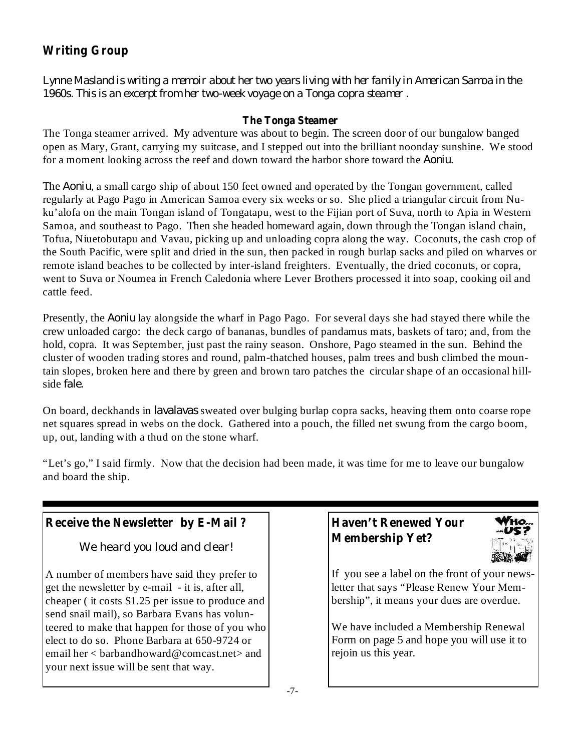## Writing Group

*Lynne Masland is writing a memoir about her two years living with her family in American Samoa in the 1960s. This is an excerpt from her two-week voyage on a Tonga copra steamer .*

### The Tonga Steamer

The Tonga steamer arrived. My adventure was about to begin. The screen door of our bungalow banged open as Mary, Grant, carrying my suitcase, and I stepped out into the brilliant noonday sunshine. We stood for a moment looking across the reef and down toward the harbor shore toward the *Aoniu*.

The *Aoniu*, a small cargo ship of about 150 feet owned and operated by the Tongan government, called regularly at Pago Pago in American Samoa every six weeks or so. She plied a triangular circuit from Nuku'alofa on the main Tongan island of Tongatapu, west to the Fijian port of Suva, north to Apia in Western Samoa, and southeast to Pago. Then she headed homeward again, down through the Tongan island chain, Tofua, Niuetobutapu and Vavau, picking up and unloading copra along the way. Coconuts, the cash crop of the South Pacific, were split and dried in the sun, then packed in rough burlap sacks and piled on wharves or remote island beaches to be collected by inter-island freighters. Eventually, the dried coconuts, or copra, went to Suva or Noumea in French Caledonia where Lever Brothers processed it into soap, cooking oil and cattle feed.

Presently, the *Aoniu* lay alongside the wharf in Pago Pago. For several days she had stayed there while the crew unloaded cargo: the deck cargo of bananas, bundles of pandamus mats, baskets of taro; and, from the hold, copra. It was September, just past the rainy season. Onshore, Pago steamed in the sun. Behind the cluster of wooden trading stores and round, palm-thatched houses, palm trees and bush climbed the mountain slopes, broken here and there by green and brown taro patches the circular shape of an occasional hillside *fale*.

On board, deckhands in *lavalavas* sweated over bulging burlap copra sacks, heaving them onto coarse rope net squares spread in webs on the dock. Gathered into a pouch, the filled net swung from the cargo boom, up, out, landing with a thud on the stone wharf.

"Let's go," I said firmly. Now that the decision had been made, it was time for me to leave our bungalow and board the ship.

---

## Receive the Newsletter by E-Mail ?

*We heard you loud and clear!*

A number of members have said they prefer to get the newsletter by e-mail - it is, after all, cheaper ( it costs $1.25 per issue to produce and send snail mail), so Barbara Evans has volunteered to make that happen for those of you who elect to do so. Phone Barbara at 650-9724 or email her < barbandhoward@comcast.net> and your next issue will be sent that way.

## Haven't Renewed Your Membership Yet?

If you see a label on the front of your newsletter that says "Please Renew Your Membership", it means your dues are overdue.

We have included a Membership Renewal Form on page 5 and hope you will use it to rejoin us this year.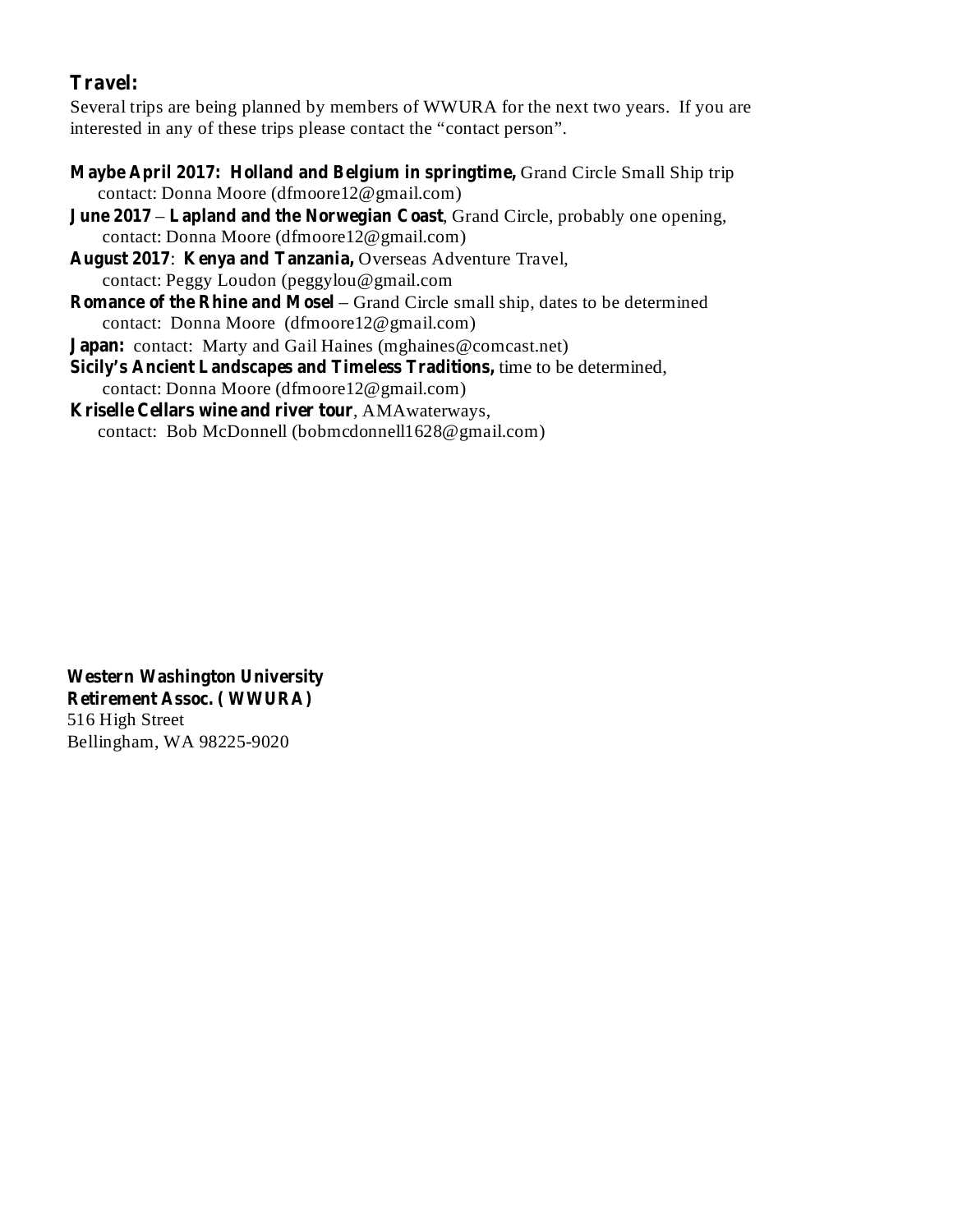## Travel:

Several trips are being planned by members of WWURA for the next two years. If you are interested in any of these trips please contact the “contact person”.

**Maybe April 2017: Holland and Belgium in springtime,** Grand Circle Small Ship trip
contact: Donna Moore (dfmoore12@gmail.com)

**June 2017** – **Lapland and the Norwegian Coast**, Grand Circle, probably one opening,
contact: Donna Moore (dfmoore12@gmail.com)

**August 2017**: **Kenya and Tanzania,** Overseas Adventure Travel,
contact: Peggy Loudon (peggylou@gmail.com

**Romance of the Rhine and Mosel** – Grand Circle small ship, dates to be determined
contact: Donna Moore (dfmoore12@gmail.com)

**Japan:** contact: Marty and Gail Haines (mghaines@comcast.net)

**Sicily’s Ancient Landscapes and Timeless Traditions,** time to be determined,
contact: Donna Moore (dfmoore12@gmail.com)

**Kriselle Cellars wine and river tour**, AMAwaterways,
contact: Bob McDonnell (bobmcdonnell1628@gmail.com)

**Western Washington University**
**Retirement Assoc. ( WWURA)**
516 High Street
Bellingham, WA 98225-9020